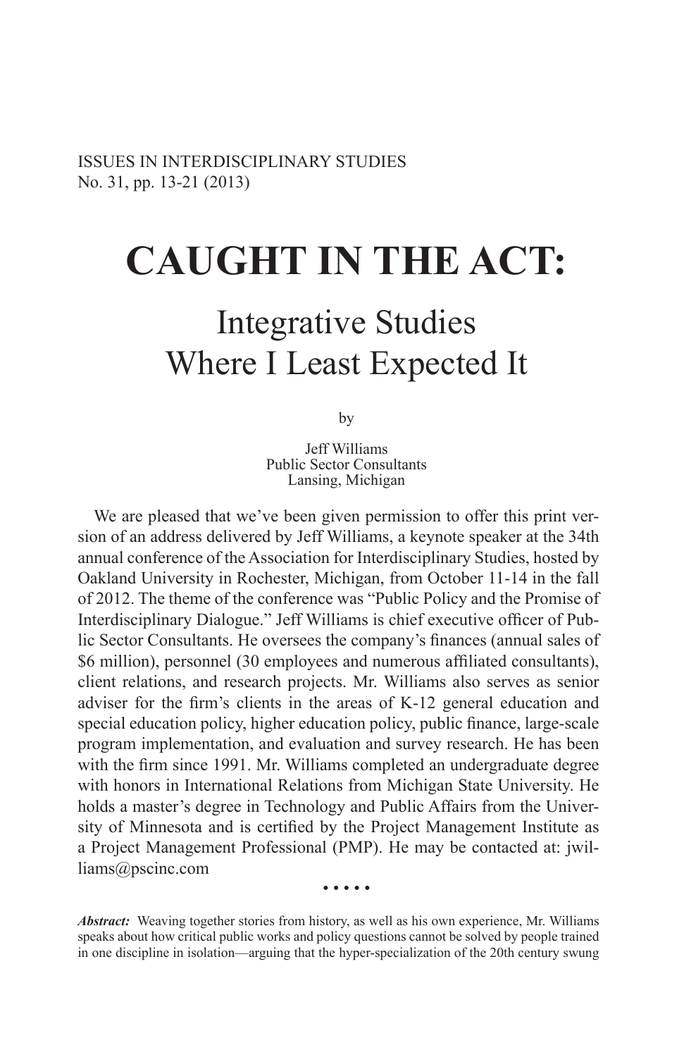ISSUES IN INTERDISCIPLINARY STUDIES
No. 31, pp. 13-21 (2013)

# CAUGHT IN THE ACT:

## Integrative Studies Where I Least Expected It

by

Jeff Williams
Public Sector Consultants
Lansing, Michigan

We are pleased that we've been given permission to offer this print version of an address delivered by Jeff Williams, a keynote speaker at the 34th annual conference of the Association for Interdisciplinary Studies, hosted by Oakland University in Rochester, Michigan, from October 11-14 in the fall of 2012. The theme of the conference was "Public Policy and the Promise of Interdisciplinary Dialogue." Jeff Williams is chief executive officer of Public Sector Consultants. He oversees the company's finances (annual sales of $6 million), personnel (30 employees and numerous affiliated consultants), client relations, and research projects. Mr. Williams also serves as senior adviser for the firm's clients in the areas of K-12 general education and special education policy, higher education policy, public finance, large-scale program implementation, and evaluation and survey research. He has been with the firm since 1991. Mr. Williams completed an undergraduate degree with honors in International Relations from Michigan State University. He holds a master's degree in Technology and Public Affairs from the University of Minnesota and is certified by the Project Management Institute as a Project Management Professional (PMP). He may be contacted at: jwilliams@pscinc.com

• • • • •

***Abstract:*** Weaving together stories from history, as well as his own experience, Mr. Williams speaks about how critical public works and policy questions cannot be solved by people trained in one discipline in isolation—arguing that the hyper-specialization of the 20th century swung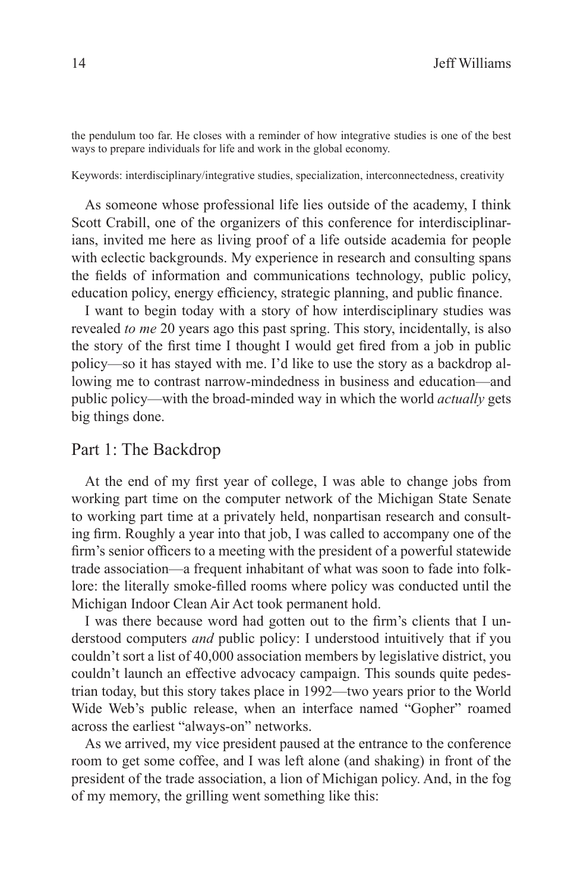the pendulum too far. He closes with a reminder of how integrative studies is one of the best ways to prepare individuals for life and work in the global economy.

Keywords: interdisciplinary/integrative studies, specialization, interconnectedness, creativity

As someone whose professional life lies outside of the academy, I think Scott Crabill, one of the organizers of this conference for interdisciplinarians, invited me here as living proof of a life outside academia for people with eclectic backgrounds. My experience in research and consulting spans the fields of information and communications technology, public policy, education policy, energy efficiency, strategic planning, and public finance.

I want to begin today with a story of how interdisciplinary studies was revealed *to me* 20 years ago this past spring. This story, incidentally, is also the story of the first time I thought I would get fired from a job in public policy—so it has stayed with me. I'd like to use the story as a backdrop allowing me to contrast narrow-mindedness in business and education—and public policy—with the broad-minded way in which the world *actually* gets big things done.

## Part 1: The Backdrop

At the end of my first year of college, I was able to change jobs from working part time on the computer network of the Michigan State Senate to working part time at a privately held, nonpartisan research and consulting firm. Roughly a year into that job, I was called to accompany one of the firm's senior officers to a meeting with the president of a powerful statewide trade association—a frequent inhabitant of what was soon to fade into folklore: the literally smoke-filled rooms where policy was conducted until the Michigan Indoor Clean Air Act took permanent hold.

I was there because word had gotten out to the firm's clients that I understood computers *and* public policy: I understood intuitively that if you couldn't sort a list of 40,000 association members by legislative district, you couldn't launch an effective advocacy campaign. This sounds quite pedestrian today, but this story takes place in 1992—two years prior to the World Wide Web's public release, when an interface named "Gopher" roamed across the earliest "always-on" networks.

As we arrived, my vice president paused at the entrance to the conference room to get some coffee, and I was left alone (and shaking) in front of the president of the trade association, a lion of Michigan policy. And, in the fog of my memory, the grilling went something like this: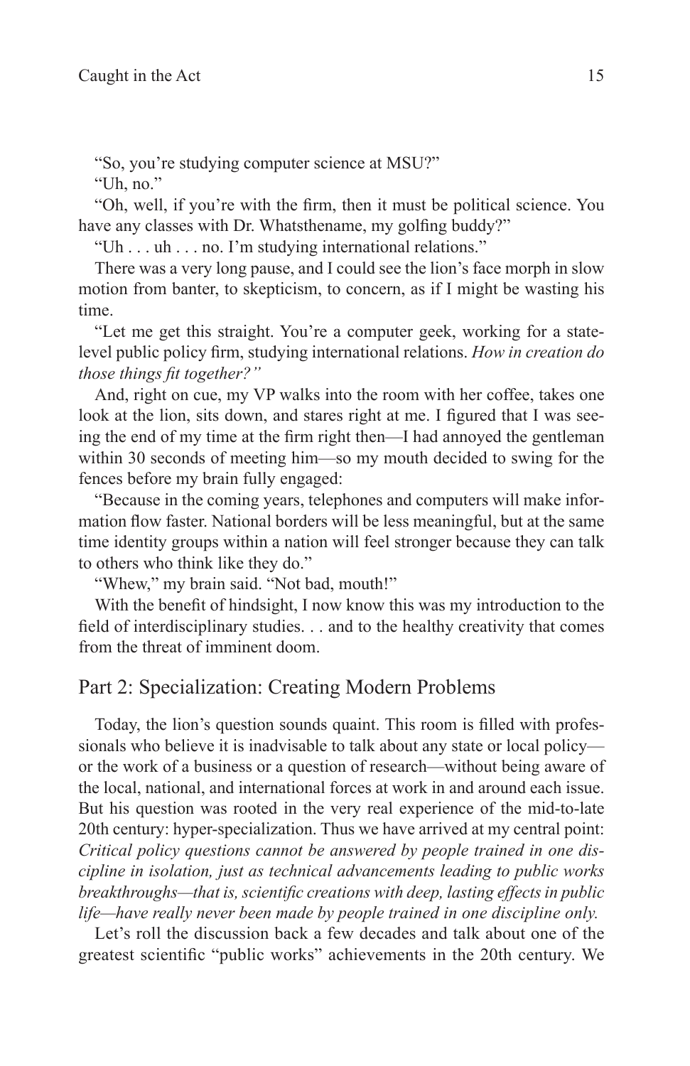"So, you're studying computer science at MSU?"

"Uh, no."

"Oh, well, if you're with the firm, then it must be political science. You have any classes with Dr. Whatsthename, my golfing buddy?"

"Uh . . . uh . . . no. I'm studying international relations."

There was a very long pause, and I could see the lion's face morph in slow motion from banter, to skepticism, to concern, as if I might be wasting his time.

"Let me get this straight. You're a computer geek, working for a state-level public policy firm, studying international relations. *How in creation do those things fit together?"*

And, right on cue, my VP walks into the room with her coffee, takes one look at the lion, sits down, and stares right at me. I figured that I was seeing the end of my time at the firm right then—I had annoyed the gentleman within 30 seconds of meeting him—so my mouth decided to swing for the fences before my brain fully engaged:

"Because in the coming years, telephones and computers will make information flow faster. National borders will be less meaningful, but at the same time identity groups within a nation will feel stronger because they can talk to others who think like they do."

"Whew," my brain said. "Not bad, mouth!"

With the benefit of hindsight, I now know this was my introduction to the field of interdisciplinary studies. . . and to the healthy creativity that comes from the threat of imminent doom.

## Part 2: Specialization: Creating Modern Problems

Today, the lion's question sounds quaint. This room is filled with professionals who believe it is inadvisable to talk about any state or local policy—or the work of a business or a question of research—without being aware of the local, national, and international forces at work in and around each issue. But his question was rooted in the very real experience of the mid-to-late 20th century: hyper-specialization. Thus we have arrived at my central point: *Critical policy questions cannot be answered by people trained in one discipline in isolation, just as technical advancements leading to public works breakthroughs—that is, scientific creations with deep, lasting effects in public life—have really never been made by people trained in one discipline only.*

Let's roll the discussion back a few decades and talk about one of the greatest scientific "public works" achievements in the 20th century. We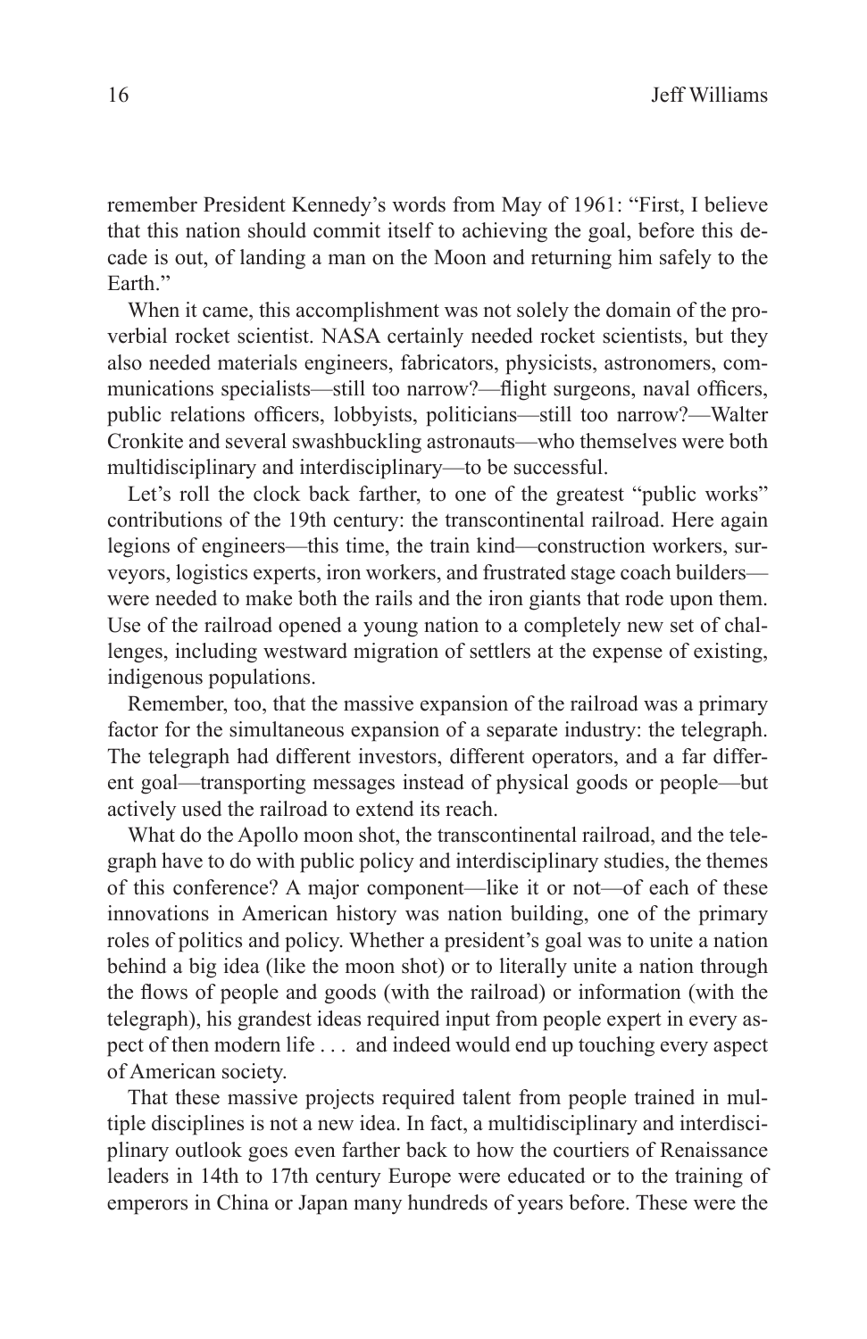remember President Kennedy's words from May of 1961: "First, I believe that this nation should commit itself to achieving the goal, before this decade is out, of landing a man on the Moon and returning him safely to the Earth."

When it came, this accomplishment was not solely the domain of the proverbial rocket scientist. NASA certainly needed rocket scientists, but they also needed materials engineers, fabricators, physicists, astronomers, communications specialists—still too narrow?—flight surgeons, naval officers, public relations officers, lobbyists, politicians—still too narrow?—Walter Cronkite and several swashbuckling astronauts—who themselves were both multidisciplinary and interdisciplinary—to be successful.

Let's roll the clock back farther, to one of the greatest "public works" contributions of the 19th century: the transcontinental railroad. Here again legions of engineers—this time, the train kind—construction workers, surveyors, logistics experts, iron workers, and frustrated stage coach builders—were needed to make both the rails and the iron giants that rode upon them. Use of the railroad opened a young nation to a completely new set of challenges, including westward migration of settlers at the expense of existing, indigenous populations.

Remember, too, that the massive expansion of the railroad was a primary factor for the simultaneous expansion of a separate industry: the telegraph. The telegraph had different investors, different operators, and a far different goal—transporting messages instead of physical goods or people—but actively used the railroad to extend its reach.

What do the Apollo moon shot, the transcontinental railroad, and the telegraph have to do with public policy and interdisciplinary studies, the themes of this conference? A major component—like it or not—of each of these innovations in American history was nation building, one of the primary roles of politics and policy. Whether a president's goal was to unite a nation behind a big idea (like the moon shot) or to literally unite a nation through the flows of people and goods (with the railroad) or information (with the telegraph), his grandest ideas required input from people expert in every aspect of then modern life . . . and indeed would end up touching every aspect of American society.

That these massive projects required talent from people trained in multiple disciplines is not a new idea. In fact, a multidisciplinary and interdisciplinary outlook goes even farther back to how the courtiers of Renaissance leaders in 14th to 17th century Europe were educated or to the training of emperors in China or Japan many hundreds of years before. These were the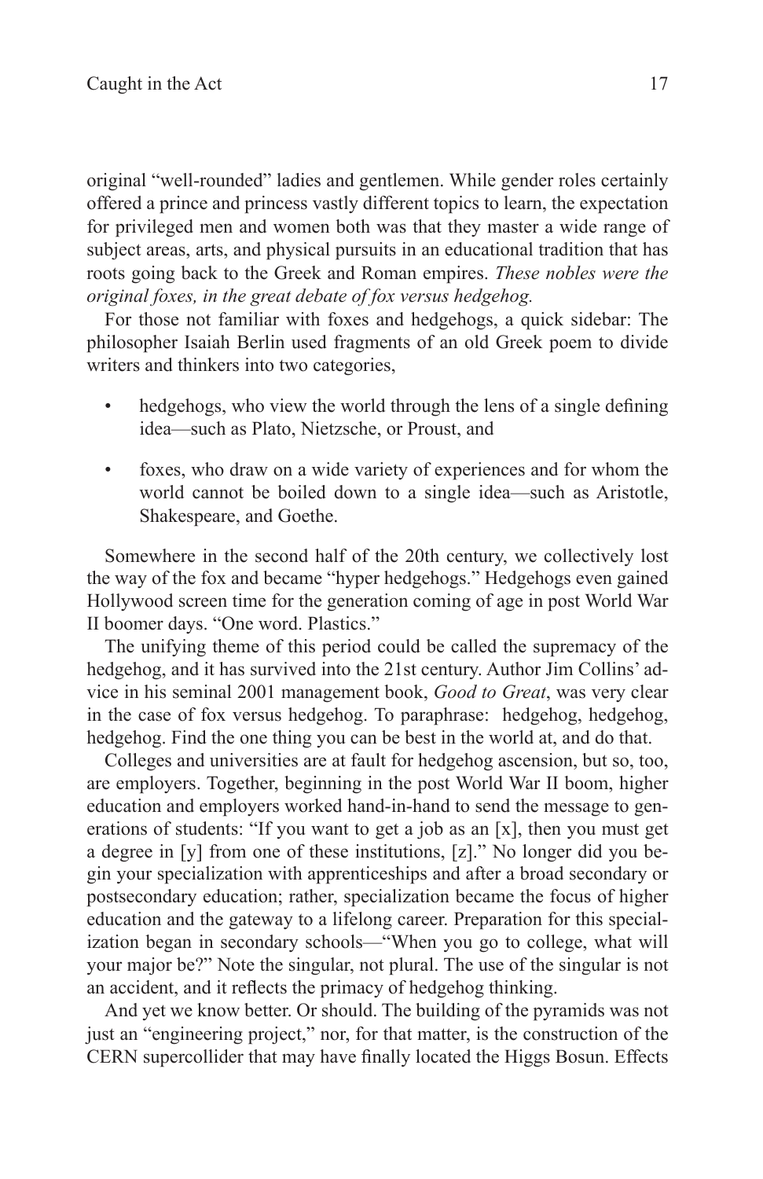original "well-rounded" ladies and gentlemen. While gender roles certainly offered a prince and princess vastly different topics to learn, the expectation for privileged men and women both was that they master a wide range of subject areas, arts, and physical pursuits in an educational tradition that has roots going back to the Greek and Roman empires. *These nobles were the original foxes, in the great debate of fox versus hedgehog.*

For those not familiar with foxes and hedgehogs, a quick sidebar: The philosopher Isaiah Berlin used fragments of an old Greek poem to divide writers and thinkers into two categories,

- hedgehogs, who view the world through the lens of a single defining idea—such as Plato, Nietzsche, or Proust, and
- foxes, who draw on a wide variety of experiences and for whom the world cannot be boiled down to a single idea—such as Aristotle, Shakespeare, and Goethe.

Somewhere in the second half of the 20th century, we collectively lost the way of the fox and became "hyper hedgehogs." Hedgehogs even gained Hollywood screen time for the generation coming of age in post World War II boomer days. "One word. Plastics."

The unifying theme of this period could be called the supremacy of the hedgehog, and it has survived into the 21st century. Author Jim Collins' advice in his seminal 2001 management book, *Good to Great*, was very clear in the case of fox versus hedgehog. To paraphrase: hedgehog, hedgehog, hedgehog. Find the one thing you can be best in the world at, and do that.

Colleges and universities are at fault for hedgehog ascension, but so, too, are employers. Together, beginning in the post World War II boom, higher education and employers worked hand-in-hand to send the message to generations of students: "If you want to get a job as an [x], then you must get a degree in [y] from one of these institutions, [z]." No longer did you begin your specialization with apprenticeships and after a broad secondary or postsecondary education; rather, specialization became the focus of higher education and the gateway to a lifelong career. Preparation for this specialization began in secondary schools—"When you go to college, what will your major be?" Note the singular, not plural. The use of the singular is not an accident, and it reflects the primacy of hedgehog thinking.

And yet we know better. Or should. The building of the pyramids was not just an "engineering project," nor, for that matter, is the construction of the CERN supercollider that may have finally located the Higgs Bosun. Effects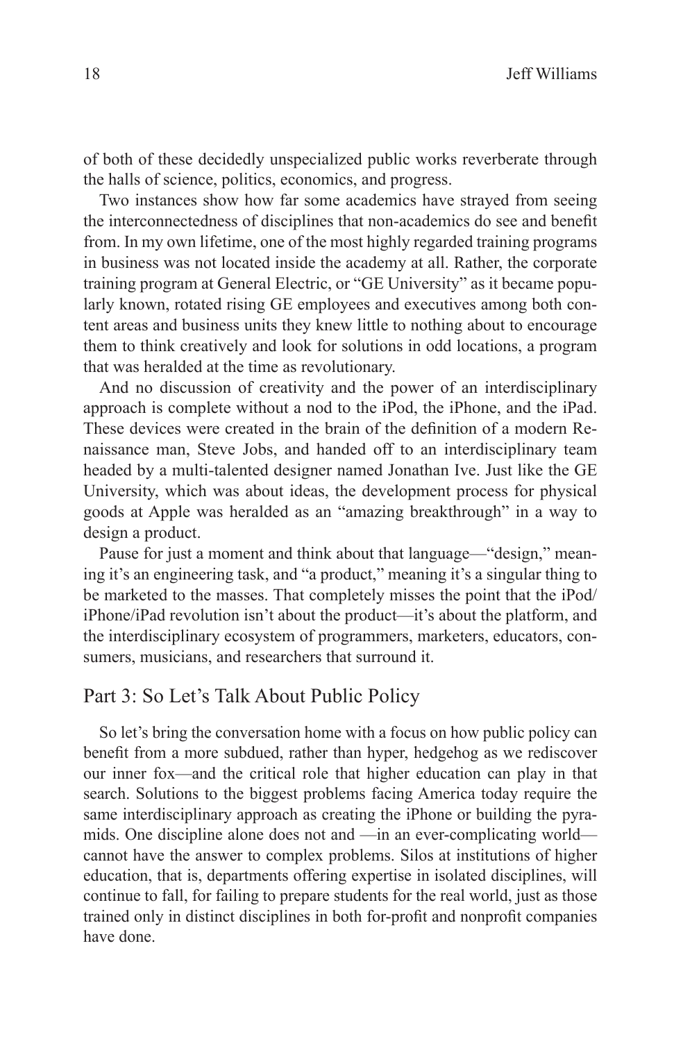of both of these decidedly unspecialized public works reverberate through the halls of science, politics, economics, and progress.

Two instances show how far some academics have strayed from seeing the interconnectedness of disciplines that non-academics do see and benefit from. In my own lifetime, one of the most highly regarded training programs in business was not located inside the academy at all. Rather, the corporate training program at General Electric, or "GE University" as it became popularly known, rotated rising GE employees and executives among both content areas and business units they knew little to nothing about to encourage them to think creatively and look for solutions in odd locations, a program that was heralded at the time as revolutionary.

And no discussion of creativity and the power of an interdisciplinary approach is complete without a nod to the iPod, the iPhone, and the iPad. These devices were created in the brain of the definition of a modern Renaissance man, Steve Jobs, and handed off to an interdisciplinary team headed by a multi-talented designer named Jonathan Ive. Just like the GE University, which was about ideas, the development process for physical goods at Apple was heralded as an "amazing breakthrough" in a way to design a product.

Pause for just a moment and think about that language—"design," meaning it's an engineering task, and "a product," meaning it's a singular thing to be marketed to the masses. That completely misses the point that the iPod/iPhone/iPad revolution isn't about the product—it's about the platform, and the interdisciplinary ecosystem of programmers, marketers, educators, consumers, musicians, and researchers that surround it.

## Part 3: So Let's Talk About Public Policy

So let's bring the conversation home with a focus on how public policy can benefit from a more subdued, rather than hyper, hedgehog as we rediscover our inner fox—and the critical role that higher education can play in that search. Solutions to the biggest problems facing America today require the same interdisciplinary approach as creating the iPhone or building the pyramids. One discipline alone does not and —in an ever-complicating world—cannot have the answer to complex problems. Silos at institutions of higher education, that is, departments offering expertise in isolated disciplines, will continue to fall, for failing to prepare students for the real world, just as those trained only in distinct disciplines in both for-profit and nonprofit companies have done.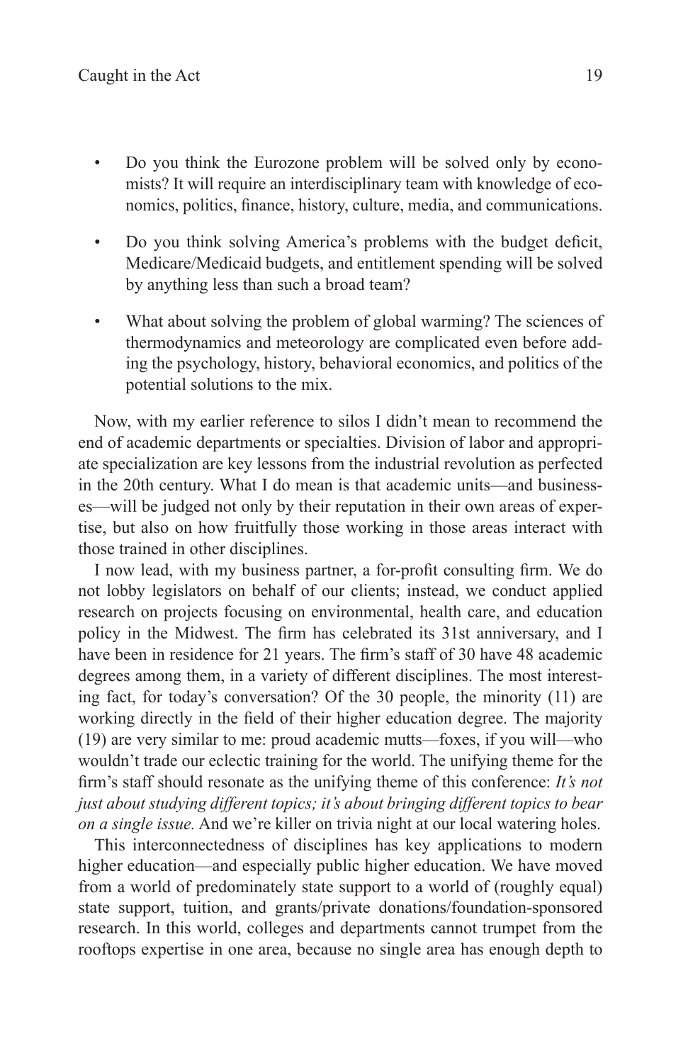- Do you think the Eurozone problem will be solved only by economists? It will require an interdisciplinary team with knowledge of economics, politics, finance, history, culture, media, and communications.
- Do you think solving America's problems with the budget deficit, Medicare/Medicaid budgets, and entitlement spending will be solved by anything less than such a broad team?
- What about solving the problem of global warming? The sciences of thermodynamics and meteorology are complicated even before adding the psychology, history, behavioral economics, and politics of the potential solutions to the mix.

Now, with my earlier reference to silos I didn't mean to recommend the end of academic departments or specialties. Division of labor and appropriate specialization are key lessons from the industrial revolution as perfected in the 20th century. What I do mean is that academic units—and businesses—will be judged not only by their reputation in their own areas of expertise, but also on how fruitfully those working in those areas interact with those trained in other disciplines.

I now lead, with my business partner, a for-profit consulting firm. We do not lobby legislators on behalf of our clients; instead, we conduct applied research on projects focusing on environmental, health care, and education policy in the Midwest. The firm has celebrated its 31st anniversary, and I have been in residence for 21 years. The firm's staff of 30 have 48 academic degrees among them, in a variety of different disciplines. The most interesting fact, for today's conversation? Of the 30 people, the minority (11) are working directly in the field of their higher education degree. The majority (19) are very similar to me: proud academic mutts—foxes, if you will—who wouldn't trade our eclectic training for the world. The unifying theme for the firm's staff should resonate as the unifying theme of this conference: *It's not just about studying different topics; it's about bringing different topics to bear on a single issue.* And we're killer on trivia night at our local watering holes.

This interconnectedness of disciplines has key applications to modern higher education—and especially public higher education. We have moved from a world of predominately state support to a world of (roughly equal) state support, tuition, and grants/private donations/foundation-sponsored research. In this world, colleges and departments cannot trumpet from the rooftops expertise in one area, because no single area has enough depth to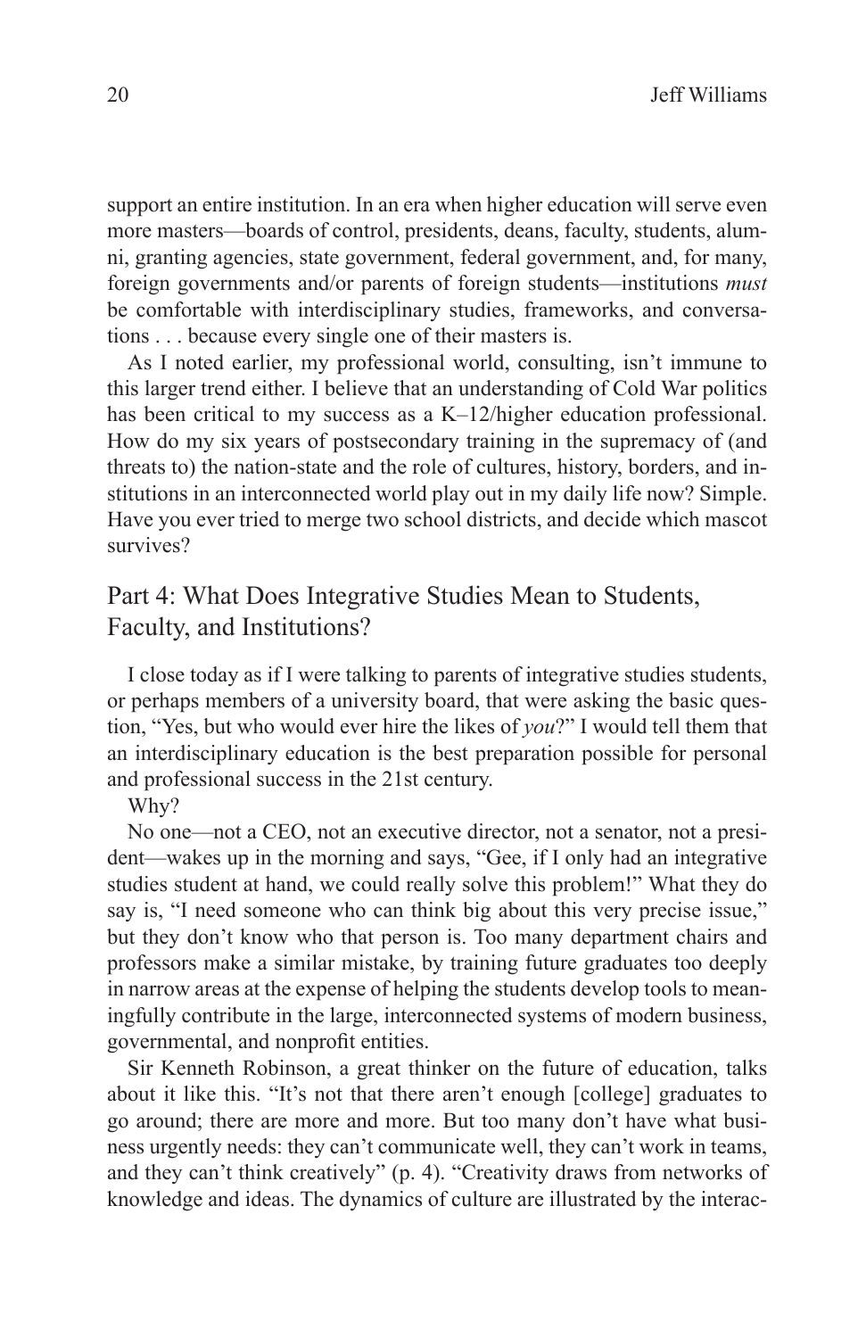support an entire institution. In an era when higher education will serve even more masters—boards of control, presidents, deans, faculty, students, alumni, granting agencies, state government, federal government, and, for many, foreign governments and/or parents of foreign students—institutions *must* be comfortable with interdisciplinary studies, frameworks, and conversations . . . because every single one of their masters is.

As I noted earlier, my professional world, consulting, isn't immune to this larger trend either. I believe that an understanding of Cold War politics has been critical to my success as a K–12/higher education professional. How do my six years of postsecondary training in the supremacy of (and threats to) the nation-state and the role of cultures, history, borders, and institutions in an interconnected world play out in my daily life now? Simple. Have you ever tried to merge two school districts, and decide which mascot survives?

## Part 4: What Does Integrative Studies Mean to Students, Faculty, and Institutions?

I close today as if I were talking to parents of integrative studies students, or perhaps members of a university board, that were asking the basic question, "Yes, but who would ever hire the likes of *you*?" I would tell them that an interdisciplinary education is the best preparation possible for personal and professional success in the 21st century.

Why?

No one—not a CEO, not an executive director, not a senator, not a president—wakes up in the morning and says, "Gee, if I only had an integrative studies student at hand, we could really solve this problem!" What they do say is, "I need someone who can think big about this very precise issue," but they don't know who that person is. Too many department chairs and professors make a similar mistake, by training future graduates too deeply in narrow areas at the expense of helping the students develop tools to meaningfully contribute in the large, interconnected systems of modern business, governmental, and nonprofit entities.

Sir Kenneth Robinson, a great thinker on the future of education, talks about it like this. "It's not that there aren't enough [college] graduates to go around; there are more and more. But too many don't have what business urgently needs: they can't communicate well, they can't work in teams, and they can't think creatively" (p. 4). "Creativity draws from networks of knowledge and ideas. The dynamics of culture are illustrated by the interac-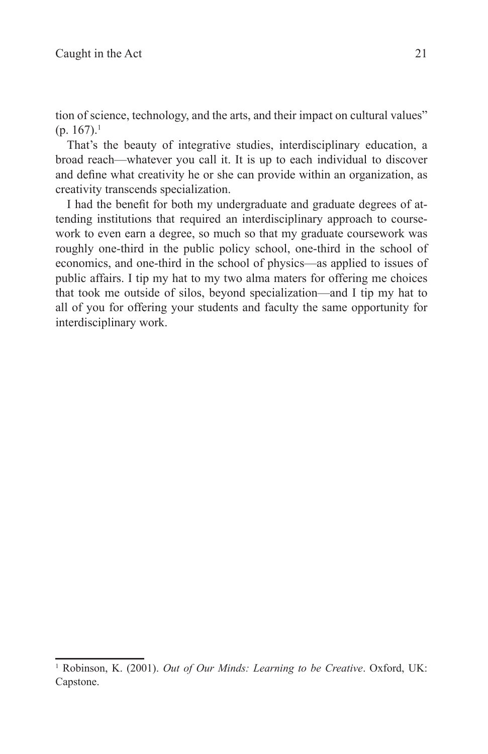tion of science, technology, and the arts, and their impact on cultural values" (p. 167).[1]

That's the beauty of integrative studies, interdisciplinary education, a broad reach—whatever you call it. It is up to each individual to discover and define what creativity he or she can provide within an organization, as creativity transcends specialization.

I had the benefit for both my undergraduate and graduate degrees of attending institutions that required an interdisciplinary approach to coursework to even earn a degree, so much so that my graduate coursework was roughly one-third in the public policy school, one-third in the school of economics, and one-third in the school of physics—as applied to issues of public affairs. I tip my hat to my two alma maters for offering me choices that took me outside of silos, beyond specialization—and I tip my hat to all of you for offering your students and faculty the same opportunity for interdisciplinary work.

---

[1] Robinson, K. (2001). *Out of Our Minds: Learning to be Creative*. Oxford, UK: Capstone.